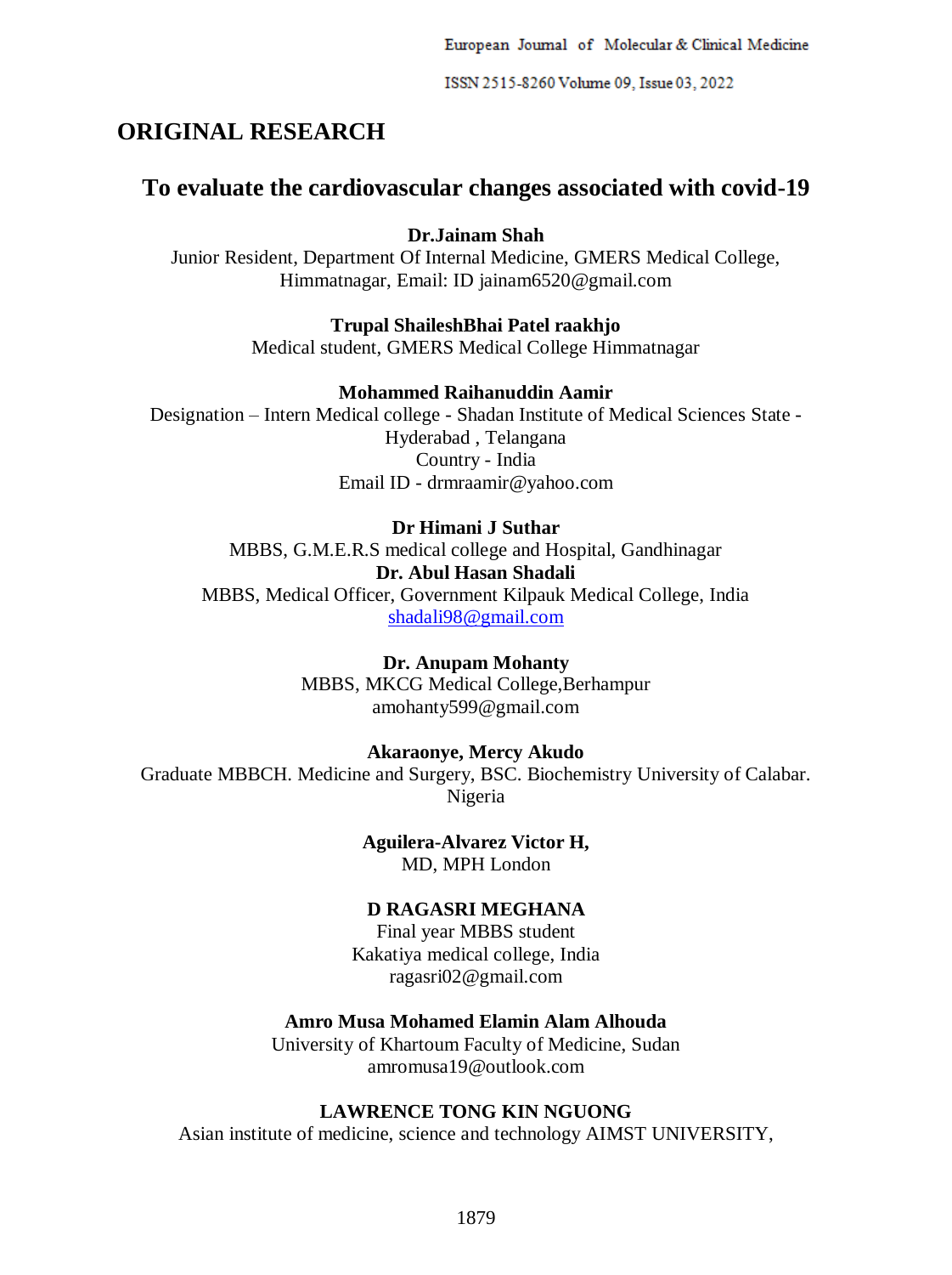## ORIGINAL RESEARCH

# To evaluate the cardiovascular changes associated with covid-19

**Dr.Jainam Shah**

Junior Resident, Department Of Internal Medicine, GMERS Medical College, Himmatnagar, Email: ID jainam6520@gmail.com

**Trupal ShaileshBhai Patel raakhjo**

Medical student, GMERS Medical College Himmatnagar

**Mohammed Raihanuddin Aamir**

Designation – Intern Medical college - Shadan Institute of Medical Sciences State - Hyderabad , Telangana
Country - India
Email ID - drmraamir@yahoo.com

**Dr Himani J Suthar**

MBBS, G.M.E.R.S medical college and Hospital, Gandhinagar

**Dr. Abul Hasan Shadali**

MBBS, Medical Officer, Government Kilpauk Medical College, India
shadali98@gmail.com

**Dr. Anupam Mohanty**

MBBS, MKCG Medical College,Berhampur
amohanty599@gmail.com

**Akaraonye, Mercy Akudo**

Graduate MBBCH. Medicine and Surgery, BSC. Biochemistry University of Calabar. Nigeria

**Aguilera-Alvarez Victor H,**

MD, MPH London

**D RAGASRI MEGHANA**

Final year MBBS student
Kakatiya medical college, India
ragasri02@gmail.com

**Amro Musa Mohamed Elamin Alam Alhouda**

University of Khartoum Faculty of Medicine, Sudan
amromusa19@outlook.com

**LAWRENCE TONG KIN NGUONG**

Asian institute of medicine, science and technology AIMST UNIVERSITY,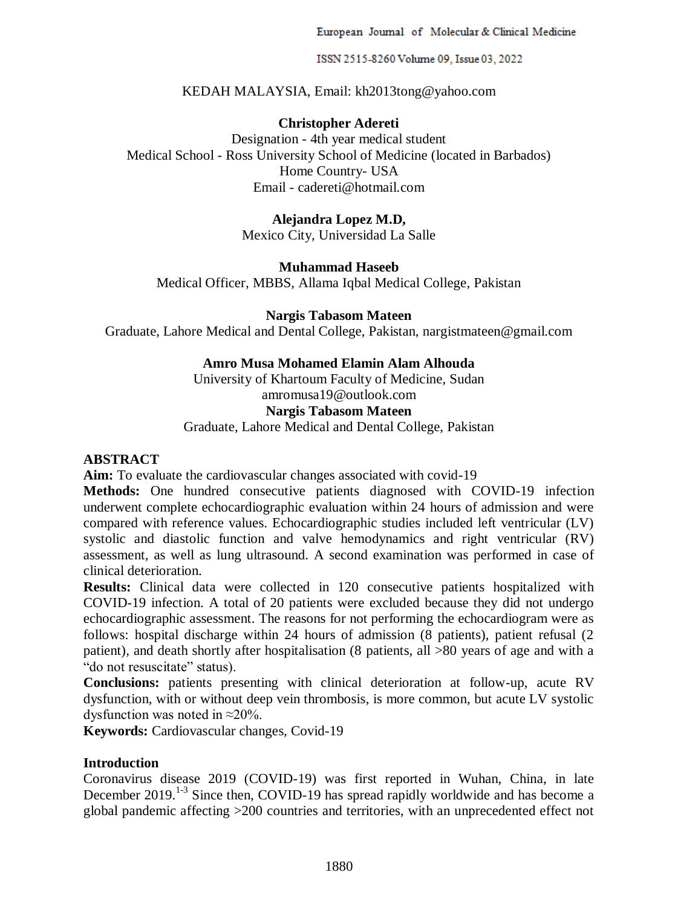KEDAH MALAYSIA, Email: kh2013tong@yahoo.com

**Christopher Adereti**
Designation - 4th year medical student
Medical School - Ross University School of Medicine (located in Barbados)
Home Country- USA
Email - cadereti@hotmail.com

**Alejandra Lopez M.D,**
Mexico City, Universidad La Salle

**Muhammad Haseeb**
Medical Officer, MBBS, Allama Iqbal Medical College, Pakistan

**Nargis Tabasom Mateen**
Graduate, Lahore Medical and Dental College, Pakistan, nargistmateen@gmail.com

**Amro Musa Mohamed Elamin Alam Alhouda**
University of Khartoum Faculty of Medicine, Sudan
amromusa19@outlook.com

**Nargis Tabasom Mateen**
Graduate, Lahore Medical and Dental College, Pakistan

## ABSTRACT

**Aim:** To evaluate the cardiovascular changes associated with covid-19

**Methods:** One hundred consecutive patients diagnosed with COVID-19 infection underwent complete echocardiographic evaluation within 24 hours of admission and were compared with reference values. Echocardiographic studies included left ventricular (LV) systolic and diastolic function and valve hemodynamics and right ventricular (RV) assessment, as well as lung ultrasound. A second examination was performed in case of clinical deterioration.

**Results:** Clinical data were collected in 120 consecutive patients hospitalized with COVID-19 infection. A total of 20 patients were excluded because they did not undergo echocardiographic assessment. The reasons for not performing the echocardiogram were as follows: hospital discharge within 24 hours of admission (8 patients), patient refusal (2 patient), and death shortly after hospitalisation (8 patients, all >80 years of age and with a "do not resuscitate" status).

**Conclusions:** patients presenting with clinical deterioration at follow-up, acute RV dysfunction, with or without deep vein thrombosis, is more common, but acute LV systolic dysfunction was noted in ≈20%.

**Keywords:** Cardiovascular changes, Covid-19

## Introduction

Coronavirus disease 2019 (COVID-19) was first reported in Wuhan, China, in late December 2019.[1-3] Since then, COVID-19 has spread rapidly worldwide and has become a global pandemic affecting >200 countries and territories, with an unprecedented effect not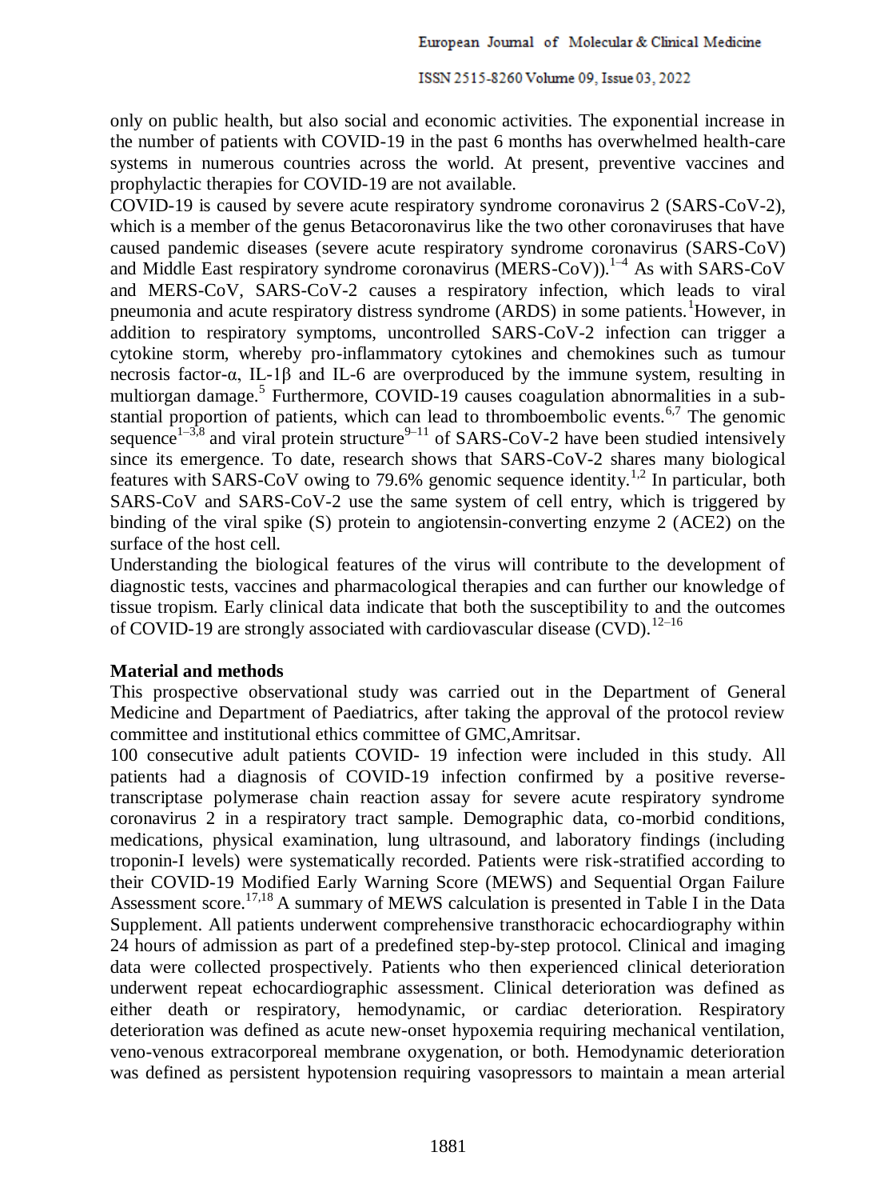only on public health, but also social and economic activities. The exponential increase in the number of patients with COVID-19 in the past 6 months has overwhelmed health-care systems in numerous countries across the world. At present, preventive vaccines and prophylactic therapies for COVID-19 are not available.

COVID-19 is caused by severe acute respiratory syndrome coronavirus 2 (SARS-CoV-2), which is a member of the genus Betacoronavirus like the two other coronaviruses that have caused pandemic diseases (severe acute respiratory syndrome coronavirus (SARS-CoV) and Middle East respiratory syndrome coronavirus (MERS-CoV)).[1–4] As with SARS-CoV and MERS-CoV, SARS-CoV-2 causes a respiratory infection, which leads to viral pneumonia and acute respiratory distress syndrome (ARDS) in some patients.[1]However, in addition to respiratory symptoms, uncontrolled SARS-CoV-2 infection can trigger a cytokine storm, whereby pro-inflammatory cytokines and chemokines such as tumour necrosis factor-α, IL-1β and IL-6 are overproduced by the immune system, resulting in multiorgan damage.[5] Furthermore, COVID-19 causes coagulation abnormalities in a substantial proportion of patients, which can lead to thromboembolic events.[6,7] The genomic sequence[1–3,8] and viral protein structure[9–11] of SARS-CoV-2 have been studied intensively since its emergence. To date, research shows that SARS-CoV-2 shares many biological features with SARS-CoV owing to 79.6% genomic sequence identity.[1,2] In particular, both SARS-CoV and SARS-CoV-2 use the same system of cell entry, which is triggered by binding of the viral spike (S) protein to angiotensin-converting enzyme 2 (ACE2) on the surface of the host cell.

Understanding the biological features of the virus will contribute to the development of diagnostic tests, vaccines and pharmacological therapies and can further our knowledge of tissue tropism. Early clinical data indicate that both the susceptibility to and the outcomes of COVID-19 are strongly associated with cardiovascular disease (CVD).[12–16]

## Material and methods

This prospective observational study was carried out in the Department of General Medicine and Department of Paediatrics, after taking the approval of the protocol review committee and institutional ethics committee of GMC,Amritsar.

100 consecutive adult patients COVID- 19 infection were included in this study. All patients had a diagnosis of COVID-19 infection confirmed by a positive reverse-transcriptase polymerase chain reaction assay for severe acute respiratory syndrome coronavirus 2 in a respiratory tract sample. Demographic data, co-morbid conditions, medications, physical examination, lung ultrasound, and laboratory findings (including troponin-I levels) were systematically recorded. Patients were risk-stratified according to their COVID-19 Modified Early Warning Score (MEWS) and Sequential Organ Failure Assessment score.[17,18] A summary of MEWS calculation is presented in Table I in the Data Supplement. All patients underwent comprehensive transthoracic echocardiography within 24 hours of admission as part of a predefined step-by-step protocol. Clinical and imaging data were collected prospectively. Patients who then experienced clinical deterioration underwent repeat echocardiographic assessment. Clinical deterioration was defined as either death or respiratory, hemodynamic, or cardiac deterioration. Respiratory deterioration was defined as acute new-onset hypoxemia requiring mechanical ventilation, veno-venous extracorporeal membrane oxygenation, or both. Hemodynamic deterioration was defined as persistent hypotension requiring vasopressors to maintain a mean arterial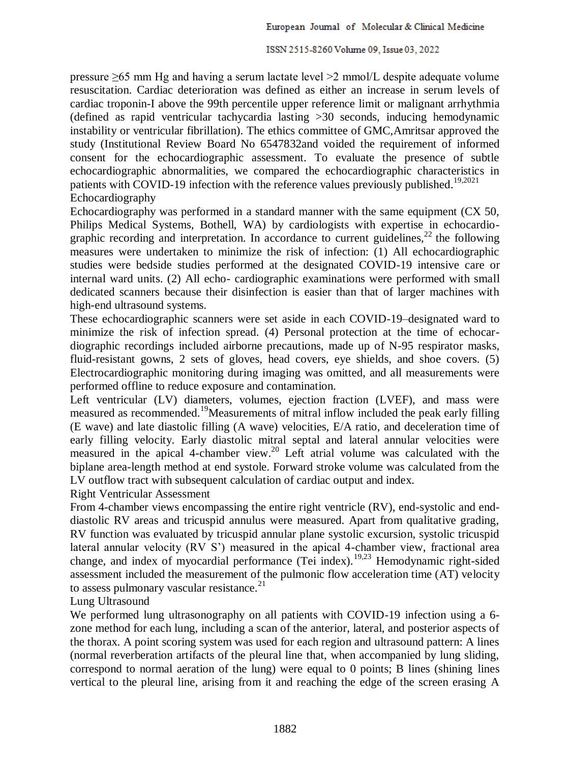pressure ≥65 mm Hg and having a serum lactate level >2 mmol/L despite adequate volume resuscitation. Cardiac deterioration was defined as either an increase in serum levels of cardiac troponin-I above the 99th percentile upper reference limit or malignant arrhythmia (defined as rapid ventricular tachycardia lasting >30 seconds, inducing hemodynamic instability or ventricular fibrillation). The ethics committee of GMC,Amritsar approved the study (Institutional Review Board No 6547832and voided the requirement of informed consent for the echocardiographic assessment. To evaluate the presence of subtle echocardiographic abnormalities, we compared the echocardiographic characteristics in patients with COVID-19 infection with the reference values previously published.[19,2021]

## Echocardiography

Echocardiography was performed in a standard manner with the same equipment (CX 50, Philips Medical Systems, Bothell, WA) by cardiologists with expertise in echocardiographic recording and interpretation. In accordance to current guidelines,[22] the following measures were undertaken to minimize the risk of infection: (1) All echocardiographic studies were bedside studies performed at the designated COVID-19 intensive care or internal ward units. (2) All echo- cardiographic examinations were performed with small dedicated scanners because their disinfection is easier than that of larger machines with high-end ultrasound systems.

These echocardiographic scanners were set aside in each COVID-19–designated ward to minimize the risk of infection spread. (4) Personal protection at the time of echocardiographic recordings included airborne precautions, made up of N-95 respirator masks, fluid-resistant gowns, 2 sets of gloves, head covers, eye shields, and shoe covers. (5) Electrocardiographic monitoring during imaging was omitted, and all measurements were performed offline to reduce exposure and contamination.

Left ventricular (LV) diameters, volumes, ejection fraction (LVEF), and mass were measured as recommended.[19]Measurements of mitral inflow included the peak early filling (E wave) and late diastolic filling (A wave) velocities, E/A ratio, and deceleration time of early filling velocity. Early diastolic mitral septal and lateral annular velocities were measured in the apical 4-chamber view.[20] Left atrial volume was calculated with the biplane area-length method at end systole. Forward stroke volume was calculated from the LV outflow tract with subsequent calculation of cardiac output and index.

## Right Ventricular Assessment

From 4-chamber views encompassing the entire right ventricle (RV), end-systolic and end-diastolic RV areas and tricuspid annulus were measured. Apart from qualitative grading, RV function was evaluated by tricuspid annular plane systolic excursion, systolic tricuspid lateral annular velocity (RV S') measured in the apical 4-chamber view, fractional area change, and index of myocardial performance (Tei index).[19,23] Hemodynamic right-sided assessment included the measurement of the pulmonic flow acceleration time (AT) velocity to assess pulmonary vascular resistance.[21]

## Lung Ultrasound

We performed lung ultrasonography on all patients with COVID-19 infection using a 6-zone method for each lung, including a scan of the anterior, lateral, and posterior aspects of the thorax. A point scoring system was used for each region and ultrasound pattern: A lines (normal reverberation artifacts of the pleural line that, when accompanied by lung sliding, correspond to normal aeration of the lung) were equal to 0 points; B lines (shining lines vertical to the pleural line, arising from it and reaching the edge of the screen erasing A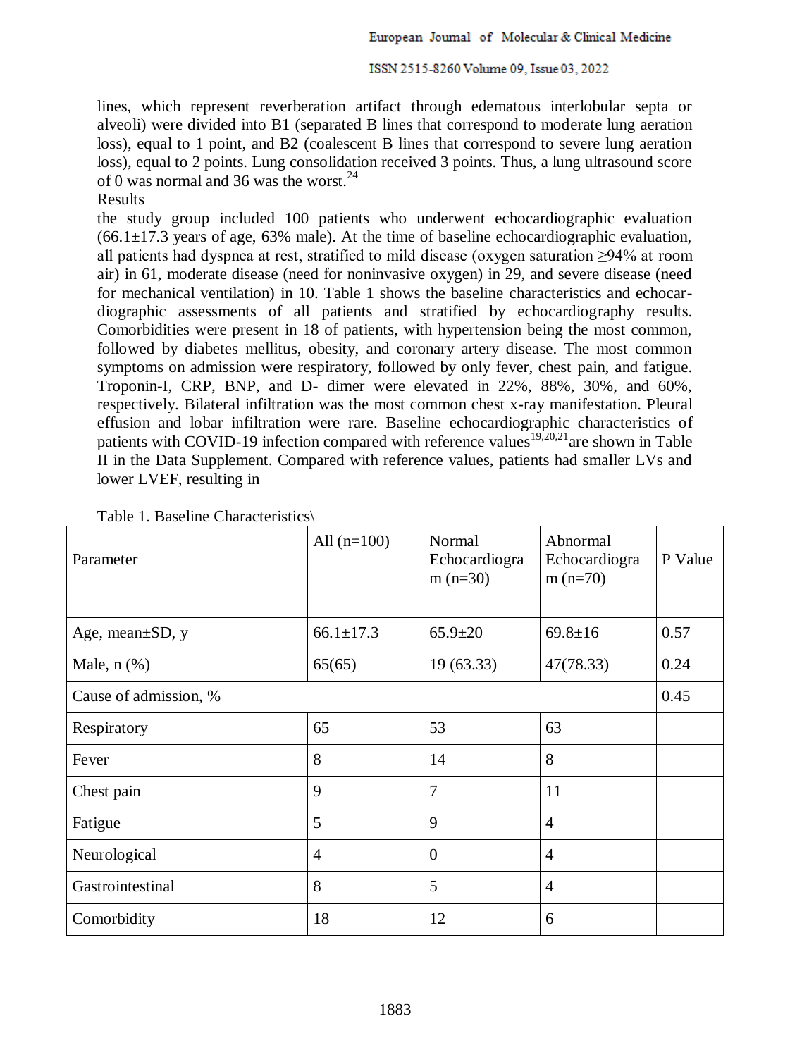lines, which represent reverberation artifact through edematous interlobular septa or alveoli) were divided into B1 (separated B lines that correspond to moderate lung aeration loss), equal to 1 point, and B2 (coalescent B lines that correspond to severe lung aeration loss), equal to 2 points. Lung consolidation received 3 points. Thus, a lung ultrasound score of 0 was normal and 36 was the worst.[24]

Results

the study group included 100 patients who underwent echocardiographic evaluation (66.1±17.3 years of age, 63% male). At the time of baseline echocardiographic evaluation, all patients had dyspnea at rest, stratified to mild disease (oxygen saturation ≥94% at room air) in 61, moderate disease (need for noninvasive oxygen) in 29, and severe disease (need for mechanical ventilation) in 10. Table 1 shows the baseline characteristics and echocardiographic assessments of all patients and stratified by echocardiography results. Comorbidities were present in 18 of patients, with hypertension being the most common, followed by diabetes mellitus, obesity, and coronary artery disease. The most common symptoms on admission were respiratory, followed by only fever, chest pain, and fatigue. Troponin-I, CRP, BNP, and D- dimer were elevated in 22%, 88%, 30%, and 60%, respectively. Bilateral infiltration was the most common chest x-ray manifestation. Pleural effusion and lobar infiltration were rare. Baseline echocardiographic characteristics of patients with COVID-19 infection compared with reference values[19,20,21] are shown in Table II in the Data Supplement. Compared with reference values, patients had smaller LVs and lower LVEF, resulting in

Table 1. Baseline Characteristics\

| Parameter | All (n=100) | Normal Echocardiogram (n=30) | Abnormal Echocardiogram (n=70) | P Value |
|---|---|---|---|---|
| Age, mean±SD, y | 66.1±17.3 | 65.9±20 | 69.8±16 | 0.57 |
| Male, n (%) | 65(65) | 19 (63.33) | 47(78.33) | 0.24 |
| Cause of admission, % | | | | 0.45 |
| Respiratory | 65 | 53 | 63 | |
| Fever | 8 | 14 | 8 | |
| Chest pain | 9 | 7 | 11 | |
| Fatigue | 5 | 9 | 4 | |
| Neurological | 4 | 0 | 4 | |
| Gastrointestinal | 8 | 5 | 4 | |
| Comorbidity | 18 | 12 | 6 | |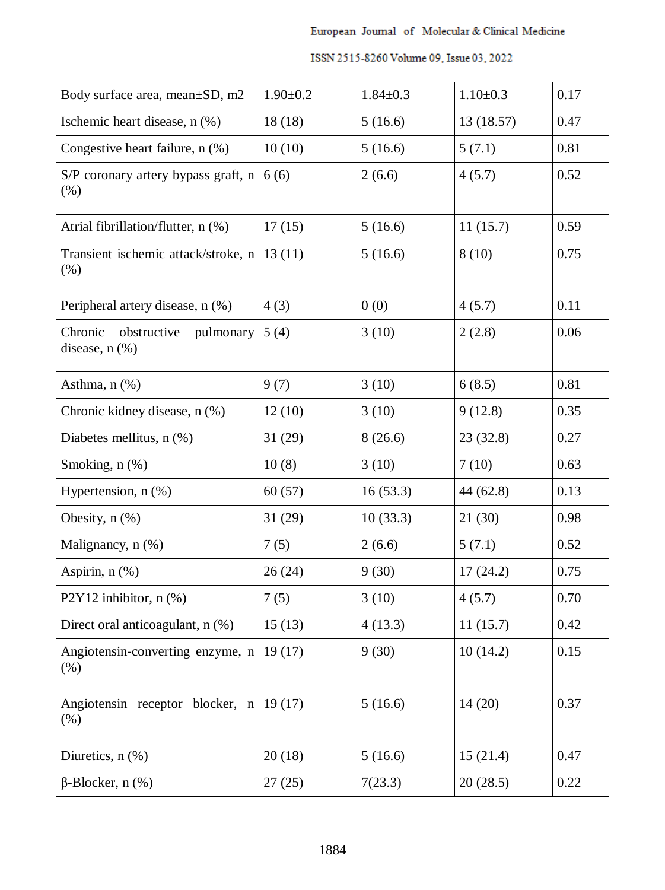| | | | | |
|---|---|---|---|---|
| Body surface area, mean±SD, m2 | 1.90±0.2 | 1.84±0.3 | 1.10±0.3 | 0.17 |
| Ischemic heart disease, n (%) | 18 (18) | 5 (16.6) | 13 (18.57) | 0.47 |
| Congestive heart failure, n (%) | 10 (10) | 5 (16.6) | 5 (7.1) | 0.81 |
| S/P coronary artery bypass graft, n (%) | 6 (6) | 2 (6.6) | 4 (5.7) | 0.52 |
| Atrial fibrillation/flutter, n (%) | 17 (15) | 5 (16.6) | 11 (15.7) | 0.59 |
| Transient ischemic attack/stroke, n (%) | 13 (11) | 5 (16.6) | 8 (10) | 0.75 |
| Peripheral artery disease, n (%) | 4 (3) | 0 (0) | 4 (5.7) | 0.11 |
| Chronic obstructive pulmonary disease, n (%) | 5 (4) | 3 (10) | 2 (2.8) | 0.06 |
| Asthma, n (%) | 9 (7) | 3 (10) | 6 (8.5) | 0.81 |
| Chronic kidney disease, n (%) | 12 (10) | 3 (10) | 9 (12.8) | 0.35 |
| Diabetes mellitus, n (%) | 31 (29) | 8 (26.6) | 23 (32.8) | 0.27 |
| Smoking, n (%) | 10 (8) | 3 (10) | 7 (10) | 0.63 |
| Hypertension, n (%) | 60 (57) | 16 (53.3) | 44 (62.8) | 0.13 |
| Obesity, n (%) | 31 (29) | 10 (33.3) | 21 (30) | 0.98 |
| Malignancy, n (%) | 7 (5) | 2 (6.6) | 5 (7.1) | 0.52 |
| Aspirin, n (%) | 26 (24) | 9 (30) | 17 (24.2) | 0.75 |
| P2Y12 inhibitor, n (%) | 7 (5) | 3 (10) | 4 (5.7) | 0.70 |
| Direct oral anticoagulant, n (%) | 15 (13) | 4 (13.3) | 11 (15.7) | 0.42 |
| Angiotensin-converting enzyme, n (%) | 19 (17) | 9 (30) | 10 (14.2) | 0.15 |
| Angiotensin receptor blocker, n (%) | 19 (17) | 5 (16.6) | 14 (20) | 0.37 |
| Diuretics, n (%) | 20 (18) | 5 (16.6) | 15 (21.4) | 0.47 |
| β-Blocker, n (%) | 27 (25) | 7(23.3) | 20 (28.5) | 0.22 |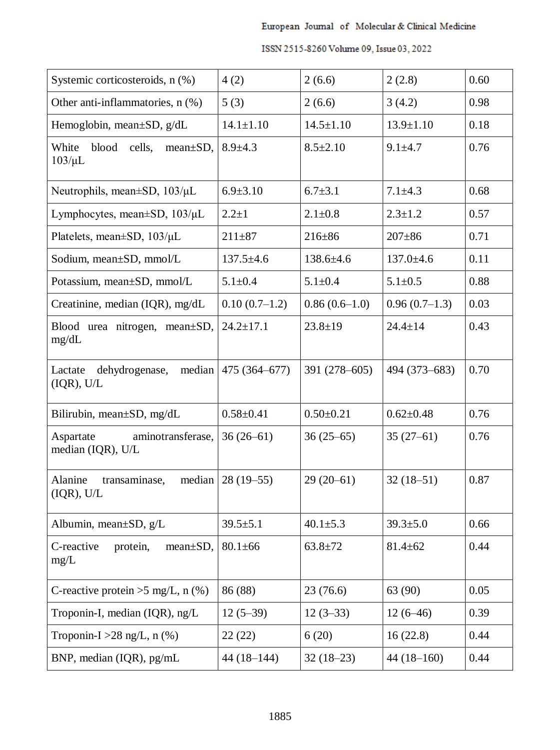| | | | | |
|---|---|---|---|---|
| Systemic corticosteroids, n (%) | 4 (2) | 2 (6.6) | 2 (2.8) | 0.60 |
| Other anti-inflammatories, n (%) | 5 (3) | 2 (6.6) | 3 (4.2) | 0.98 |
| Hemoglobin, mean±SD, g/dL | 14.1±1.10 | 14.5±1.10 | 13.9±1.10 | 0.18 |
| White blood cells, mean±SD, 103/μL | 8.9±4.3 | 8.5±2.10 | 9.1±4.7 | 0.76 |
| Neutrophils, mean±SD, 103/μL | 6.9±3.10 | 6.7±3.1 | 7.1±4.3 | 0.68 |
| Lymphocytes, mean±SD, 103/μL | 2.2±1 | 2.1±0.8 | 2.3±1.2 | 0.57 |
| Platelets, mean±SD, 103/μL | 211±87 | 216±86 | 207±86 | 0.71 |
| Sodium, mean±SD, mmol/L | 137.5±4.6 | 138.6±4.6 | 137.0±4.6 | 0.11 |
| Potassium, mean±SD, mmol/L | 5.1±0.4 | 5.1±0.4 | 5.1±0.5 | 0.88 |
| Creatinine, median (IQR), mg/dL | 0.10 (0.7–1.2) | 0.86 (0.6–1.0) | 0.96 (0.7–1.3) | 0.03 |
| Blood urea nitrogen, mean±SD, mg/dL | 24.2±17.1 | 23.8±19 | 24.4±14 | 0.43 |
| Lactate dehydrogenase, median (IQR), U/L | 475 (364–677) | 391 (278–605) | 494 (373–683) | 0.70 |
| Bilirubin, mean±SD, mg/dL | 0.58±0.41 | 0.50±0.21 | 0.62±0.48 | 0.76 |
| Aspartate aminotransferase, median (IQR), U/L | 36 (26–61) | 36 (25–65) | 35 (27–61) | 0.76 |
| Alanine transaminase, median (IQR), U/L | 28 (19–55) | 29 (20–61) | 32 (18–51) | 0.87 |
| Albumin, mean±SD, g/L | 39.5±5.1 | 40.1±5.3 | 39.3±5.0 | 0.66 |
| C-reactive protein, mean±SD, mg/L | 80.1±66 | 63.8±72 | 81.4±62 | 0.44 |
| C-reactive protein >5 mg/L, n (%) | 86 (88) | 23 (76.6) | 63 (90) | 0.05 |
| Troponin-I, median (IQR), ng/L | 12 (5–39) | 12 (3–33) | 12 (6–46) | 0.39 |
| Troponin-I >28 ng/L, n (%) | 22 (22) | 6 (20) | 16 (22.8) | 0.44 |
| BNP, median (IQR), pg/mL | 44 (18–144) | 32 (18–23) | 44 (18–160) | 0.44 |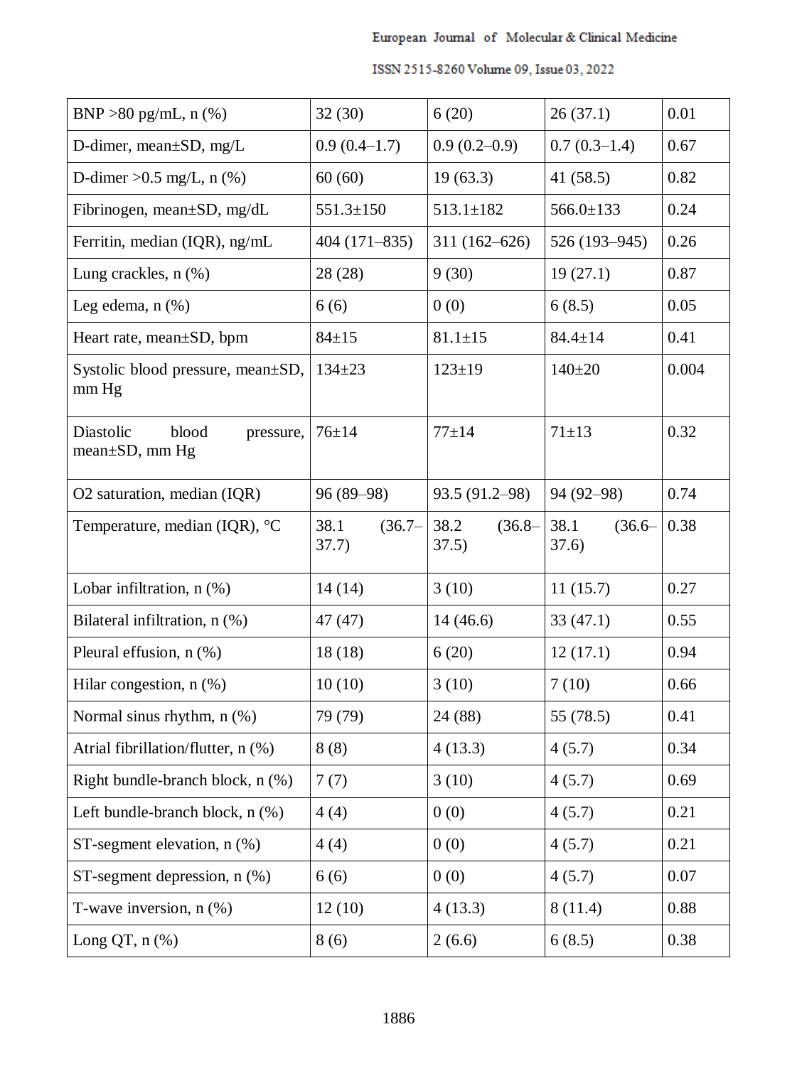| BNP >80 pg/mL, n (%) | 32 (30) | 6 (20) | 26 (37.1) | 0.01 |
|---|---|---|---|---|
| D-dimer, mean±SD, mg/L | 0.9 (0.4–1.7) | 0.9 (0.2–0.9) | 0.7 (0.3–1.4) | 0.67 |
| D-dimer >0.5 mg/L, n (%) | 60 (60) | 19 (63.3) | 41 (58.5) | 0.82 |
| Fibrinogen, mean±SD, mg/dL | 551.3±150 | 513.1±182 | 566.0±133 | 0.24 |
| Ferritin, median (IQR), ng/mL | 404 (171–835) | 311 (162–626) | 526 (193–945) | 0.26 |
| Lung crackles, n (%) | 28 (28) | 9 (30) | 19 (27.1) | 0.87 |
| Leg edema, n (%) | 6 (6) | 0 (0) | 6 (8.5) | 0.05 |
| Heart rate, mean±SD, bpm | 84±15 | 81.1±15 | 84.4±14 | 0.41 |
| Systolic blood pressure, mean±SD, mm Hg | 134±23 | 123±19 | 140±20 | 0.004 |
| Diastolic blood pressure, mean±SD, mm Hg | 76±14 | 77±14 | 71±13 | 0.32 |
| O2 saturation, median (IQR) | 96 (89–98) | 93.5 (91.2–98) | 94 (92–98) | 0.74 |
| Temperature, median (IQR), °C | 38.1 (36.7–37.7) | 38.2 (36.8–37.5) | 38.1 (36.6–37.6) | 0.38 |
| Lobar infiltration, n (%) | 14 (14) | 3 (10) | 11 (15.7) | 0.27 |
| Bilateral infiltration, n (%) | 47 (47) | 14 (46.6) | 33 (47.1) | 0.55 |
| Pleural effusion, n (%) | 18 (18) | 6 (20) | 12 (17.1) | 0.94 |
| Hilar congestion, n (%) | 10 (10) | 3 (10) | 7 (10) | 0.66 |
| Normal sinus rhythm, n (%) | 79 (79) | 24 (88) | 55 (78.5) | 0.41 |
| Atrial fibrillation/flutter, n (%) | 8 (8) | 4 (13.3) | 4 (5.7) | 0.34 |
| Right bundle-branch block, n (%) | 7 (7) | 3 (10) | 4 (5.7) | 0.69 |
| Left bundle-branch block, n (%) | 4 (4) | 0 (0) | 4 (5.7) | 0.21 |
| ST-segment elevation, n (%) | 4 (4) | 0 (0) | 4 (5.7) | 0.21 |
| ST-segment depression, n (%) | 6 (6) | 0 (0) | 4 (5.7) | 0.07 |
| T-wave inversion, n (%) | 12 (10) | 4 (13.3) | 8 (11.4) | 0.88 |
| Long QT, n (%) | 8 (6) | 2 (6.6) | 6 (8.5) | 0.38 |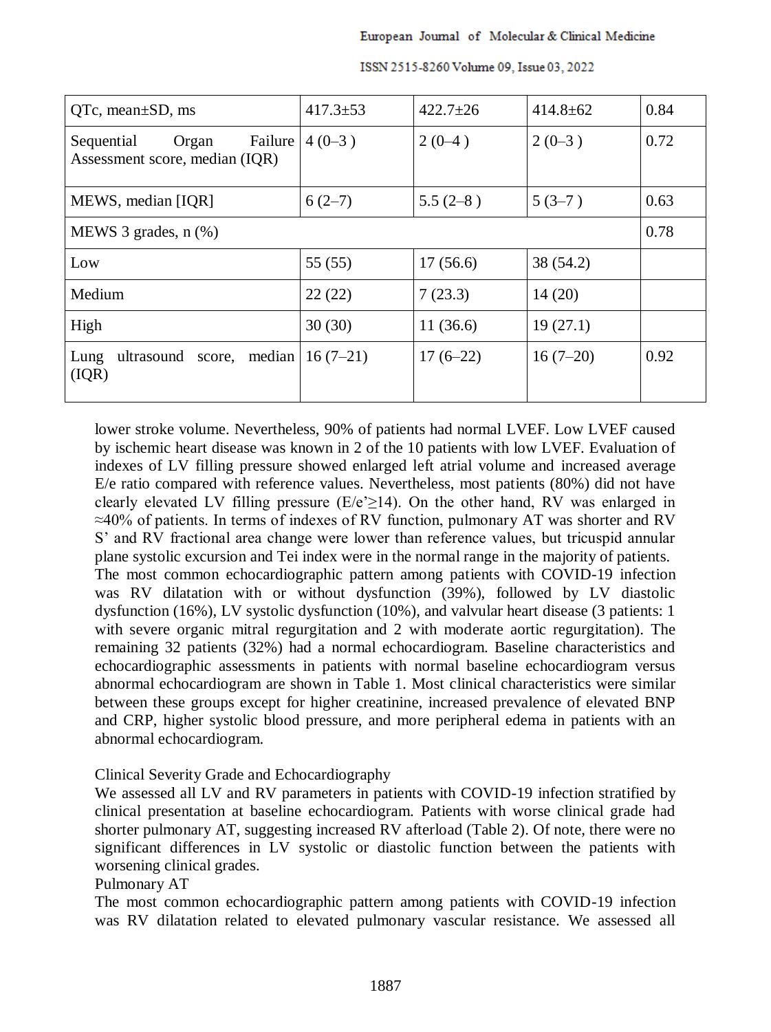| QTc, mean±SD, ms | 417.3±53 | 422.7±26 | 414.8±62 | 0.84 |
|---|---|---|---|---|
| Sequential Organ Failure Assessment score, median (IQR) | 4 (0–3 ) | 2 (0–4 ) | 2 (0–3 ) | 0.72 |
| MEWS, median [IQR] | 6 (2–7) | 5.5 (2–8 ) | 5 (3–7 ) | 0.63 |
| MEWS 3 grades, n (%) | | | | 0.78 |
| Low | 55 (55) | 17 (56.6) | 38 (54.2) | |
| Medium | 22 (22) | 7 (23.3) | 14 (20) | |
| High | 30 (30) | 11 (36.6) | 19 (27.1) | |
| Lung ultrasound score, median (IQR) | 16 (7–21) | 17 (6–22) | 16 (7–20) | 0.92 |

lower stroke volume. Nevertheless, 90% of patients had normal LVEF. Low LVEF caused by ischemic heart disease was known in 2 of the 10 patients with low LVEF. Evaluation of indexes of LV filling pressure showed enlarged left atrial volume and increased average E/e ratio compared with reference values. Nevertheless, most patients (80%) did not have clearly elevated LV filling pressure (E/e'≥14). On the other hand, RV was enlarged in ≈40% of patients. In terms of indexes of RV function, pulmonary AT was shorter and RV S' and RV fractional area change were lower than reference values, but tricuspid annular plane systolic excursion and Tei index were in the normal range in the majority of patients.
The most common echocardiographic pattern among patients with COVID-19 infection was RV dilatation with or without dysfunction (39%), followed by LV diastolic dysfunction (16%), LV systolic dysfunction (10%), and valvular heart disease (3 patients: 1 with severe organic mitral regurgitation and 2 with moderate aortic regurgitation). The remaining 32 patients (32%) had a normal echocardiogram. Baseline characteristics and echocardiographic assessments in patients with normal baseline echocardiogram versus abnormal echocardiogram are shown in Table 1. Most clinical characteristics were similar between these groups except for higher creatinine, increased prevalence of elevated BNP and CRP, higher systolic blood pressure, and more peripheral edema in patients with an abnormal echocardiogram.

Clinical Severity Grade and Echocardiography

We assessed all LV and RV parameters in patients with COVID-19 infection stratified by clinical presentation at baseline echocardiogram. Patients with worse clinical grade had shorter pulmonary AT, suggesting increased RV afterload (Table 2). Of note, there were no significant differences in LV systolic or diastolic function between the patients with worsening clinical grades.

Pulmonary AT

The most common echocardiographic pattern among patients with COVID-19 infection was RV dilatation related to elevated pulmonary vascular resistance. We assessed all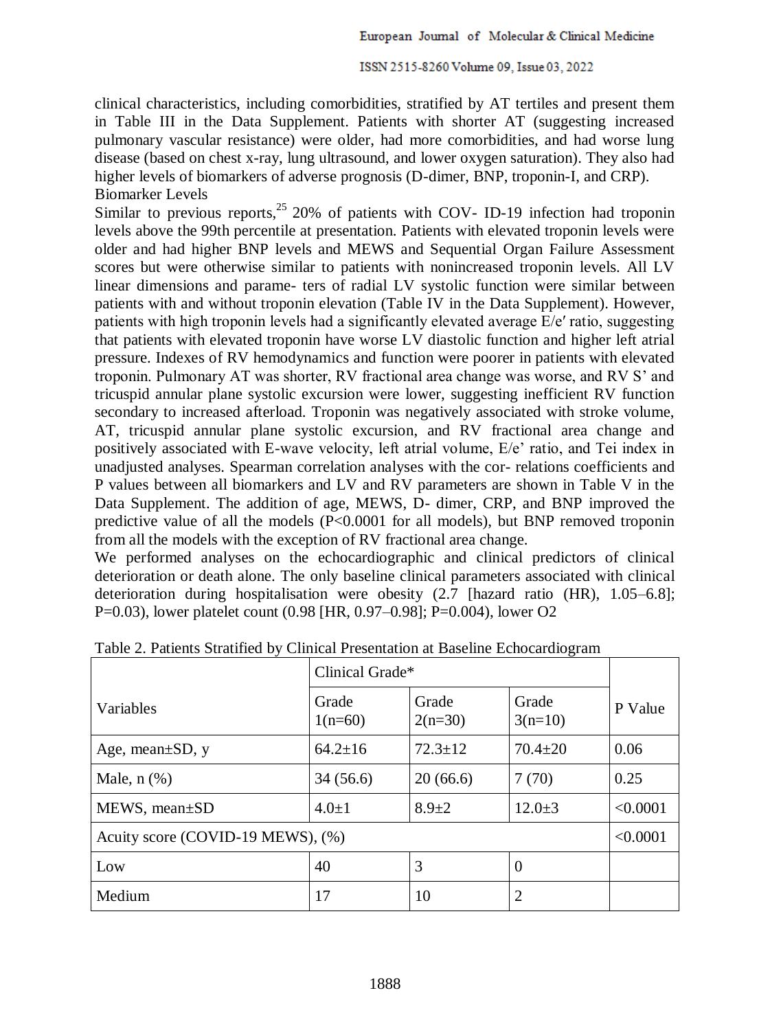clinical characteristics, including comorbidities, stratified by AT tertiles and present them in Table III in the Data Supplement. Patients with shorter AT (suggesting increased pulmonary vascular resistance) were older, had more comorbidities, and had worse lung disease (based on chest x-ray, lung ultrasound, and lower oxygen saturation). They also had higher levels of biomarkers of adverse prognosis (D-dimer, BNP, troponin-I, and CRP).

## Biomarker Levels

Similar to previous reports,[25] 20% of patients with COV- ID-19 infection had troponin levels above the 99th percentile at presentation. Patients with elevated troponin levels were older and had higher BNP levels and MEWS and Sequential Organ Failure Assessment scores but were otherwise similar to patients with nonincreased troponin levels. All LV linear dimensions and parame- ters of radial LV systolic function were similar between patients with and without troponin elevation (Table IV in the Data Supplement). However, patients with high troponin levels had a significantly elevated average E/e′ ratio, suggesting that patients with elevated troponin have worse LV diastolic function and higher left atrial pressure. Indexes of RV hemodynamics and function were poorer in patients with elevated troponin. Pulmonary AT was shorter, RV fractional area change was worse, and RV S' and tricuspid annular plane systolic excursion were lower, suggesting inefficient RV function secondary to increased afterload. Troponin was negatively associated with stroke volume, AT, tricuspid annular plane systolic excursion, and RV fractional area change and positively associated with E-wave velocity, left atrial volume, E/e' ratio, and Tei index in unadjusted analyses. Spearman correlation analyses with the cor- relations coefficients and P values between all biomarkers and LV and RV parameters are shown in Table V in the Data Supplement. The addition of age, MEWS, D- dimer, CRP, and BNP improved the predictive value of all the models (P<0.0001 for all models), but BNP removed troponin from all the models with the exception of RV fractional area change.

We performed analyses on the echocardiographic and clinical predictors of clinical deterioration or death alone. The only baseline clinical parameters associated with clinical deterioration during hospitalisation were obesity (2.7 [hazard ratio (HR), 1.05–6.8]; P=0.03), lower platelet count (0.98 [HR, 0.97–0.98]; P=0.004), lower O2

Table 2. Patients Stratified by Clinical Presentation at Baseline Echocardiogram

| Variables | Clinical Grade* | | | P Value |
|---|---|---|---|---|
| | Grade 1(n=60) | Grade 2(n=30) | Grade 3(n=10) | |
| Age, mean±SD, y | 64.2±16 | 72.3±12 | 70.4±20 | 0.06 |
| Male, n (%) | 34 (56.6) | 20 (66.6) | 7 (70) | 0.25 |
| MEWS, mean±SD | 4.0±1 | 8.9±2 | 12.0±3 | <0.0001 |
| Acuity score (COVID-19 MEWS), (%) | | | | <0.0001 |
| Low | 40 | 3 | 0 | |
| Medium | 17 | 10 | 2 | |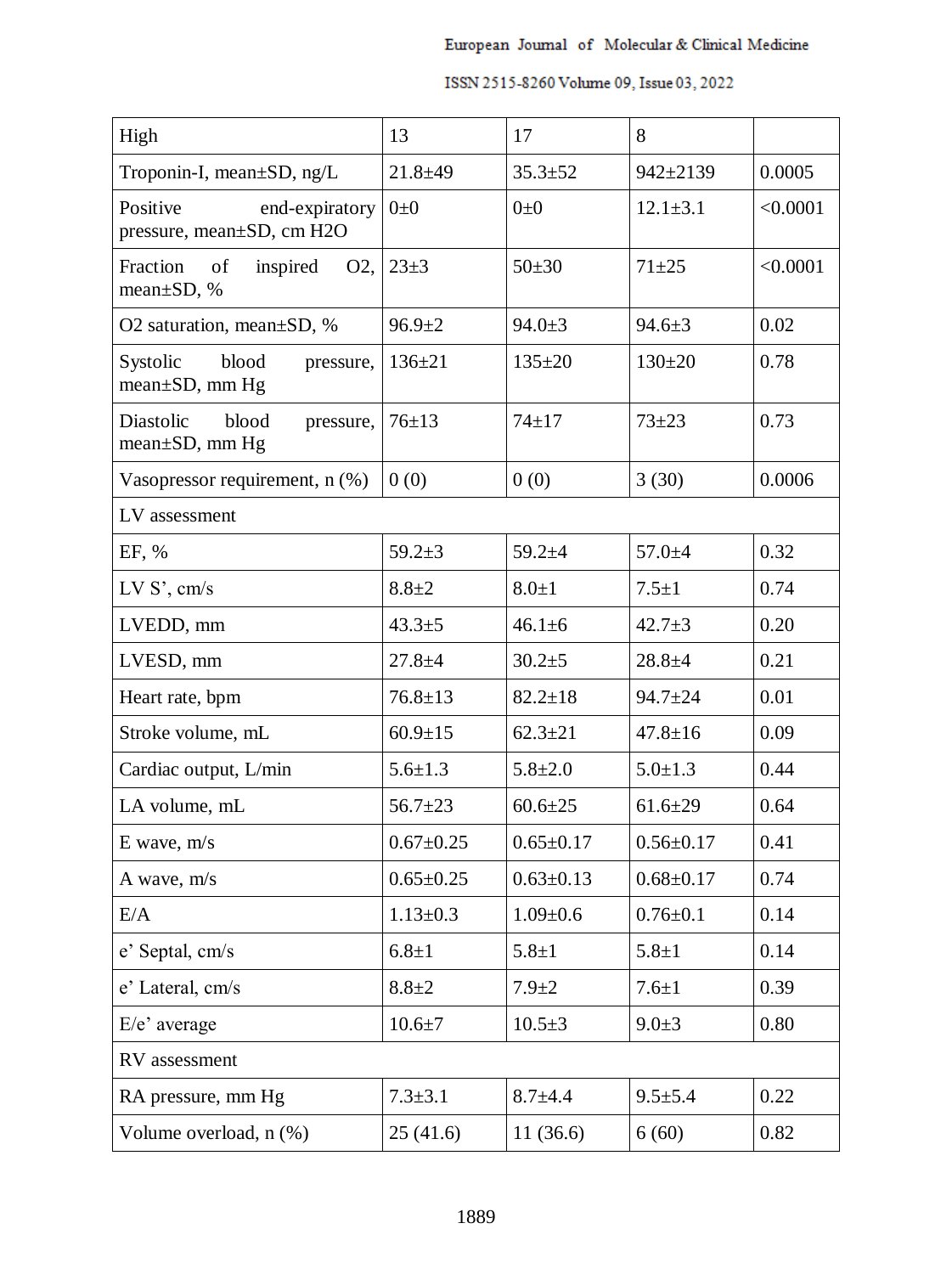| High | 13 | 17 | 8 | |
|---|---|---|---|---|
| Troponin-I, mean±SD, ng/L | 21.8±49 | 35.3±52 | 942±2139 | 0.0005 |
| Positive end-expiratory pressure, mean±SD, cm H2O | 0±0 | 0±0 | 12.1±3.1 | <0.0001 |
| Fraction of inspired O2, mean±SD, % | 23±3 | 50±30 | 71±25 | <0.0001 |
| O2 saturation, mean±SD, % | 96.9±2 | 94.0±3 | 94.6±3 | 0.02 |
| Systolic blood pressure, mean±SD, mm Hg | 136±21 | 135±20 | 130±20 | 0.78 |
| Diastolic blood pressure, mean±SD, mm Hg | 76±13 | 74±17 | 73±23 | 0.73 |
| Vasopressor requirement, n (%) | 0 (0) | 0 (0) | 3 (30) | 0.0006 |
| LV assessment | | | | |
| EF, % | 59.2±3 | 59.2±4 | 57.0±4 | 0.32 |
| LV S', cm/s | 8.8±2 | 8.0±1 | 7.5±1 | 0.74 |
| LVEDD, mm | 43.3±5 | 46.1±6 | 42.7±3 | 0.20 |
| LVESD, mm | 27.8±4 | 30.2±5 | 28.8±4 | 0.21 |
| Heart rate, bpm | 76.8±13 | 82.2±18 | 94.7±24 | 0.01 |
| Stroke volume, mL | 60.9±15 | 62.3±21 | 47.8±16 | 0.09 |
| Cardiac output, L/min | 5.6±1.3 | 5.8±2.0 | 5.0±1.3 | 0.44 |
| LA volume, mL | 56.7±23 | 60.6±25 | 61.6±29 | 0.64 |
| E wave, m/s | 0.67±0.25 | 0.65±0.17 | 0.56±0.17 | 0.41 |
| A wave, m/s | 0.65±0.25 | 0.63±0.13 | 0.68±0.17 | 0.74 |
| E/A | 1.13±0.3 | 1.09±0.6 | 0.76±0.1 | 0.14 |
| e' Septal, cm/s | 6.8±1 | 5.8±1 | 5.8±1 | 0.14 |
| e' Lateral, cm/s | 8.8±2 | 7.9±2 | 7.6±1 | 0.39 |
| E/e' average | 10.6±7 | 10.5±3 | 9.0±3 | 0.80 |
| RV assessment | | | | |
| RA pressure, mm Hg | 7.3±3.1 | 8.7±4.4 | 9.5±5.4 | 0.22 |
| Volume overload, n (%) | 25 (41.6) | 11 (36.6) | 6 (60) | 0.82 |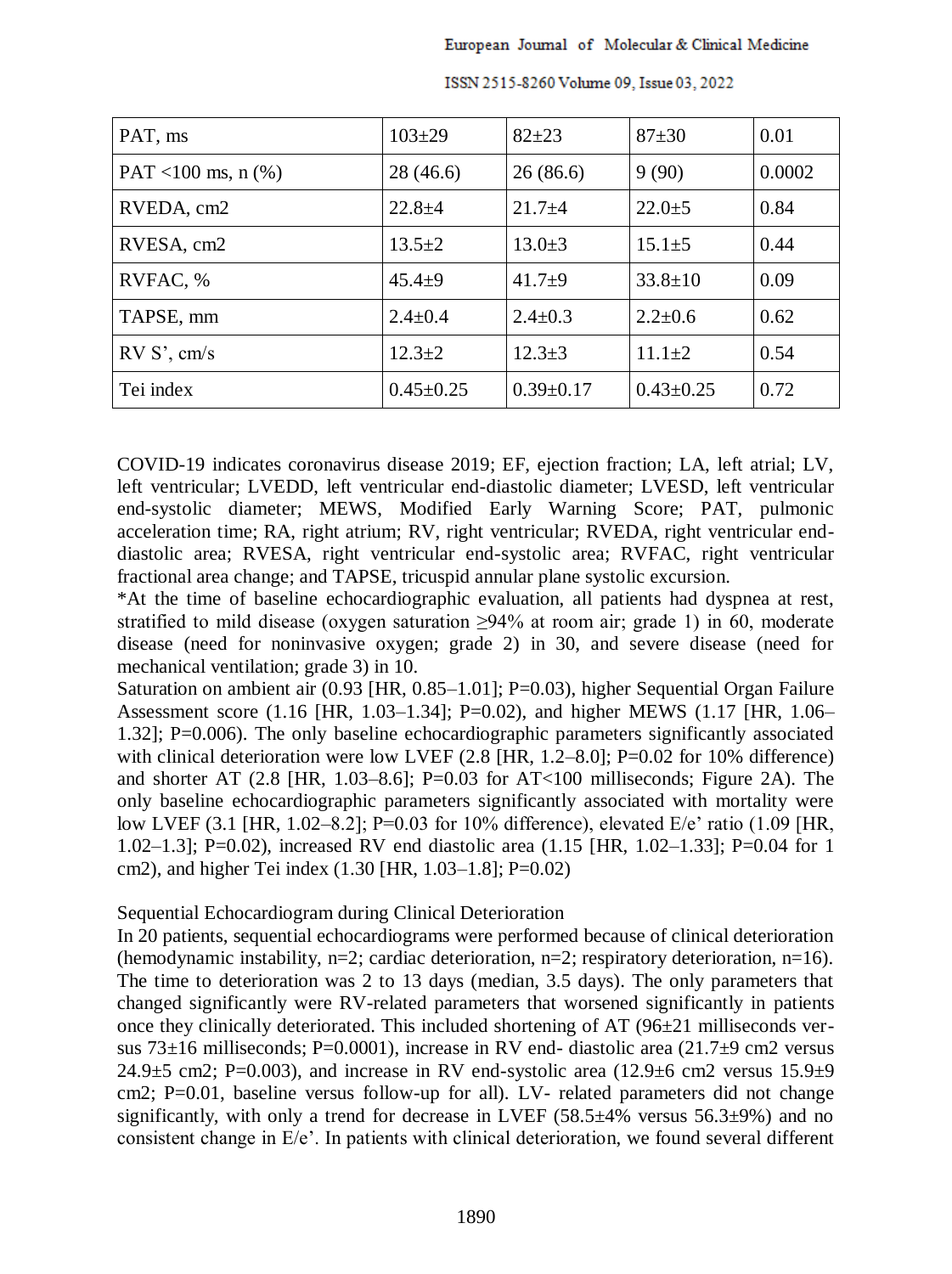| PAT, ms | 103±29 | 82±23 | 87±30 | 0.01 |
|---|---|---|---|---|
| PAT <100 ms, n (%) | 28 (46.6) | 26 (86.6) | 9 (90) | 0.0002 |
| RVEDA, cm2 | 22.8±4 | 21.7±4 | 22.0±5 | 0.84 |
| RVESA, cm2 | 13.5±2 | 13.0±3 | 15.1±5 | 0.44 |
| RVFAC, % | 45.4±9 | 41.7±9 | 33.8±10 | 0.09 |
| TAPSE, mm | 2.4±0.4 | 2.4±0.3 | 2.2±0.6 | 0.62 |
| RV S', cm/s | 12.3±2 | 12.3±3 | 11.1±2 | 0.54 |
| Tei index | 0.45±0.25 | 0.39±0.17 | 0.43±0.25 | 0.72 |

COVID-19 indicates coronavirus disease 2019; EF, ejection fraction; LA, left atrial; LV, left ventricular; LVEDD, left ventricular end-diastolic diameter; LVESD, left ventricular end-systolic diameter; MEWS, Modified Early Warning Score; PAT, pulmonic acceleration time; RA, right atrium; RV, right ventricular; RVEDA, right ventricular end-diastolic area; RVESA, right ventricular end-systolic area; RVFAC, right ventricular fractional area change; and TAPSE, tricuspid annular plane systolic excursion.

*At the time of baseline echocardiographic evaluation, all patients had dyspnea at rest, stratified to mild disease (oxygen saturation ≥94% at room air; grade 1) in 60, moderate disease (need for noninvasive oxygen; grade 2) in 30, and severe disease (need for mechanical ventilation; grade 3) in 10.

Saturation on ambient air (0.93 [HR, 0.85–1.01]; P=0.03), higher Sequential Organ Failure Assessment score (1.16 [HR, 1.03–1.34]; P=0.02), and higher MEWS (1.17 [HR, 1.06–1.32]; P=0.006). The only baseline echocardiographic parameters significantly associated with clinical deterioration were low LVEF (2.8 [HR, 1.2–8.0]; P=0.02 for 10% difference) and shorter AT (2.8 [HR, 1.03–8.6]; P=0.03 for AT<100 milliseconds; Figure 2A). The only baseline echocardiographic parameters significantly associated with mortality were low LVEF (3.1 [HR, 1.02–8.2]; P=0.03 for 10% difference), elevated E/e' ratio (1.09 [HR, 1.02–1.3]; P=0.02), increased RV end diastolic area (1.15 [HR, 1.02–1.33]; P=0.04 for 1 cm2), and higher Tei index (1.30 [HR, 1.03–1.8]; P=0.02)

Sequential Echocardiogram during Clinical Deterioration

In 20 patients, sequential echocardiograms were performed because of clinical deterioration (hemodynamic instability, n=2; cardiac deterioration, n=2; respiratory deterioration, n=16). The time to deterioration was 2 to 13 days (median, 3.5 days). The only parameters that changed significantly were RV-related parameters that worsened significantly in patients once they clinically deteriorated. This included shortening of AT (96±21 milliseconds versus 73±16 milliseconds; P=0.0001), increase in RV end- diastolic area (21.7±9 cm2 versus 24.9±5 cm2; P=0.003), and increase in RV end-systolic area (12.9±6 cm2 versus 15.9±9 cm2; P=0.01, baseline versus follow-up for all). LV- related parameters did not change significantly, with only a trend for decrease in LVEF (58.5±4% versus 56.3±9%) and no consistent change in E/e'. In patients with clinical deterioration, we found several different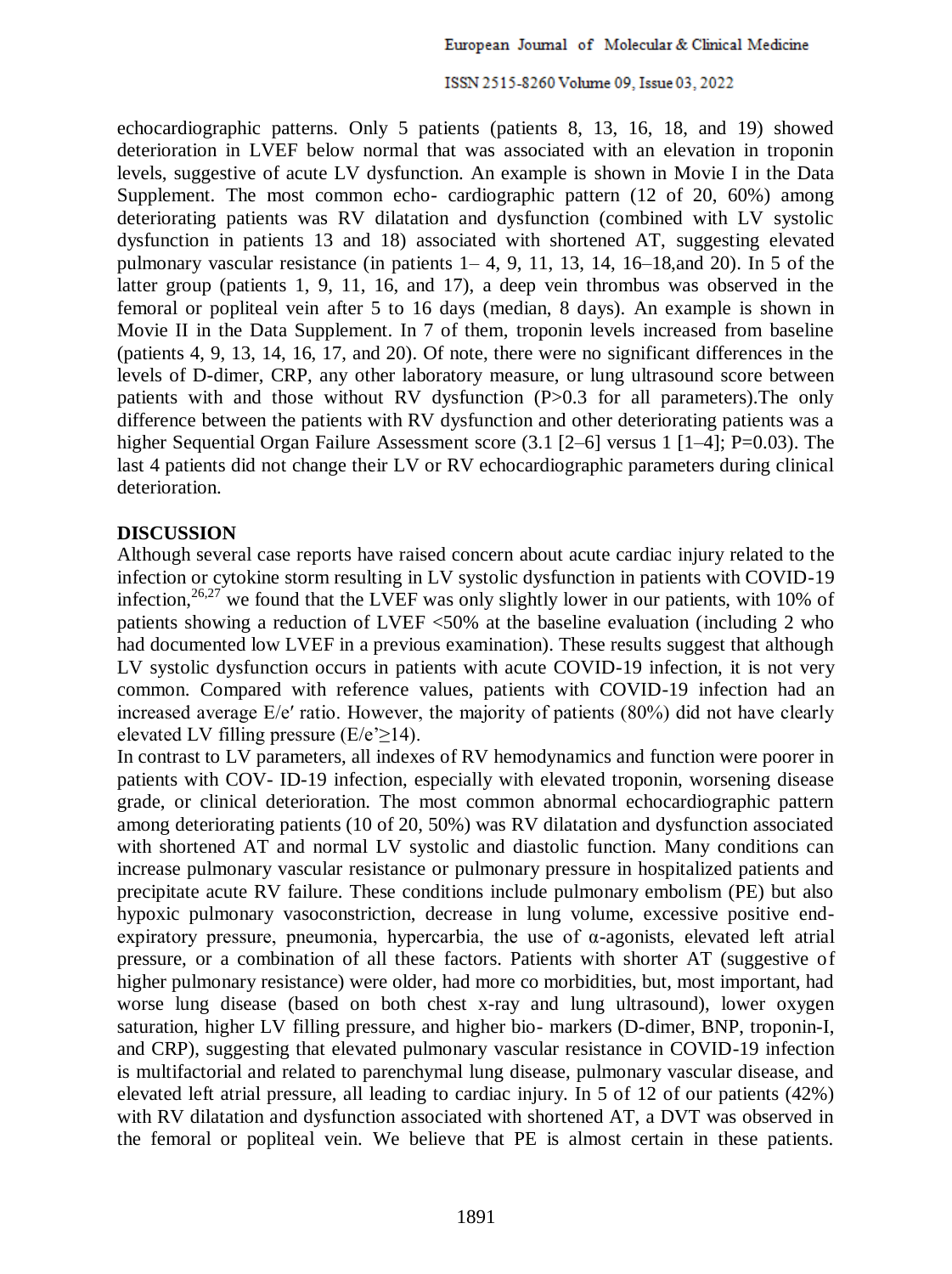echocardiographic patterns. Only 5 patients (patients 8, 13, 16, 18, and 19) showed deterioration in LVEF below normal that was associated with an elevation in troponin levels, suggestive of acute LV dysfunction. An example is shown in Movie I in the Data Supplement. The most common echo- cardiographic pattern (12 of 20, 60%) among deteriorating patients was RV dilatation and dysfunction (combined with LV systolic dysfunction in patients 13 and 18) associated with shortened AT, suggesting elevated pulmonary vascular resistance (in patients 1– 4, 9, 11, 13, 14, 16–18,and 20). In 5 of the latter group (patients 1, 9, 11, 16, and 17), a deep vein thrombus was observed in the femoral or popliteal vein after 5 to 16 days (median, 8 days). An example is shown in Movie II in the Data Supplement. In 7 of them, troponin levels increased from baseline (patients 4, 9, 13, 14, 16, 17, and 20). Of note, there were no significant differences in the levels of D-dimer, CRP, any other laboratory measure, or lung ultrasound score between patients with and those without RV dysfunction ($P>0.3$ for all parameters).The only difference between the patients with RV dysfunction and other deteriorating patients was a higher Sequential Organ Failure Assessment score (3.1 [2–6] versus 1 [1–4]; $P=0.03$). The last 4 patients did not change their LV or RV echocardiographic parameters during clinical deterioration.

## DISCUSSION

Although several case reports have raised concern about acute cardiac injury related to the infection or cytokine storm resulting in LV systolic dysfunction in patients with COVID-19 infection,[26,27] we found that the LVEF was only slightly lower in our patients, with 10% of patients showing a reduction of LVEF <50% at the baseline evaluation (including 2 who had documented low LVEF in a previous examination). These results suggest that although LV systolic dysfunction occurs in patients with acute COVID-19 infection, it is not very common. Compared with reference values, patients with COVID-19 infection had an increased average E/e′ ratio. However, the majority of patients (80%) did not have clearly elevated LV filling pressure (E/e’≥14).

In contrast to LV parameters, all indexes of RV hemodynamics and function were poorer in patients with COV- ID-19 infection, especially with elevated troponin, worsening disease grade, or clinical deterioration. The most common abnormal echocardiographic pattern among deteriorating patients (10 of 20, 50%) was RV dilatation and dysfunction associated with shortened AT and normal LV systolic and diastolic function. Many conditions can increase pulmonary vascular resistance or pulmonary pressure in hospitalized patients and precipitate acute RV failure. These conditions include pulmonary embolism (PE) but also hypoxic pulmonary vasoconstriction, decrease in lung volume, excessive positive end-expiratory pressure, pneumonia, hypercarbia, the use of α-agonists, elevated left atrial pressure, or a combination of all these factors. Patients with shorter AT (suggestive of higher pulmonary resistance) were older, had more co morbidities, but, most important, had worse lung disease (based on both chest x-ray and lung ultrasound), lower oxygen saturation, higher LV filling pressure, and higher bio- markers (D-dimer, BNP, troponin-I, and CRP), suggesting that elevated pulmonary vascular resistance in COVID-19 infection is multifactorial and related to parenchymal lung disease, pulmonary vascular disease, and elevated left atrial pressure, all leading to cardiac injury. In 5 of 12 of our patients (42%) with RV dilatation and dysfunction associated with shortened AT, a DVT was observed in the femoral or popliteal vein. We believe that PE is almost certain in these patients.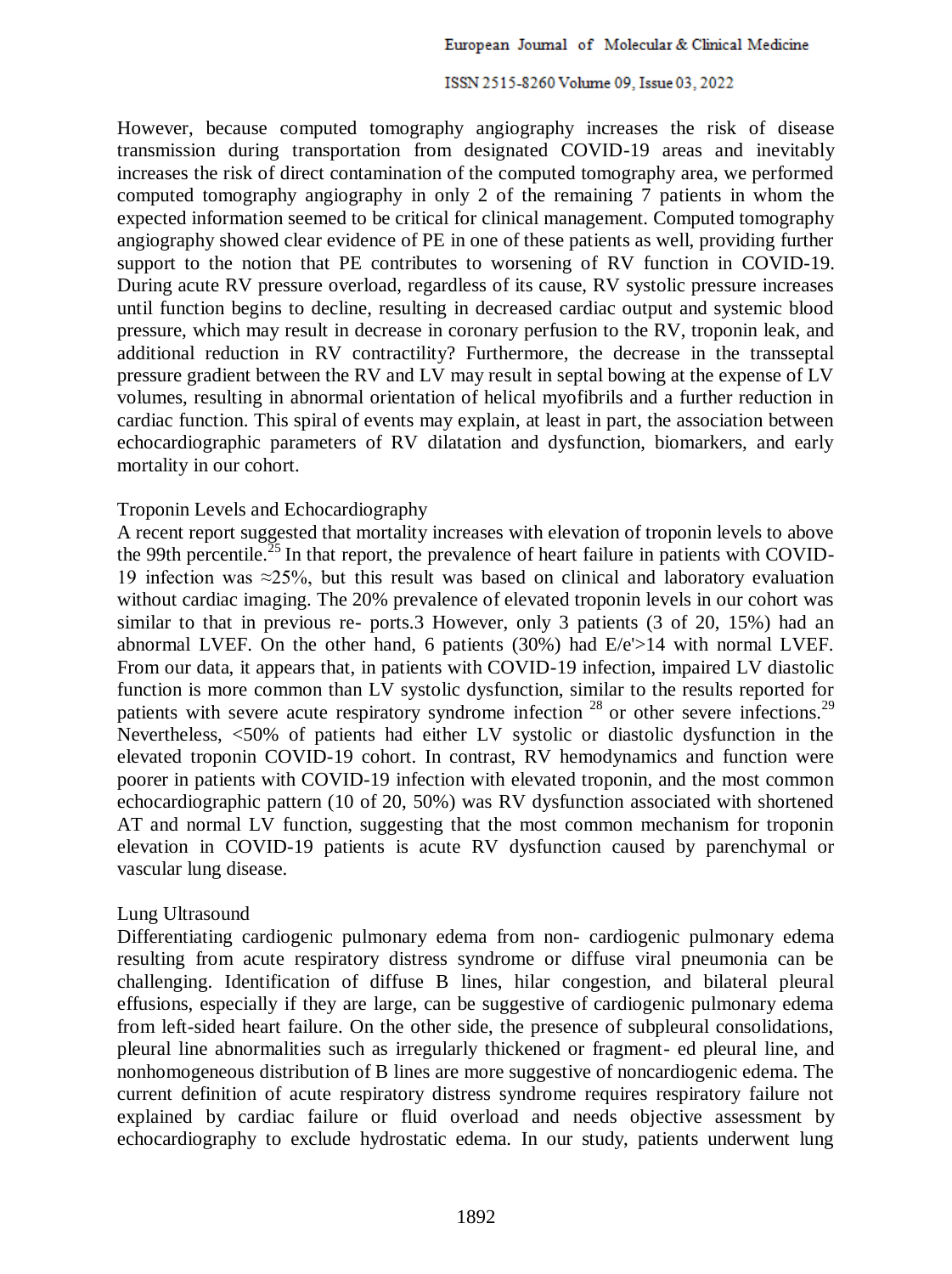However, because computed tomography angiography increases the risk of disease transmission during transportation from designated COVID-19 areas and inevitably increases the risk of direct contamination of the computed tomography area, we performed computed tomography angiography in only 2 of the remaining 7 patients in whom the expected information seemed to be critical for clinical management. Computed tomography angiography showed clear evidence of PE in one of these patients as well, providing further support to the notion that PE contributes to worsening of RV function in COVID-19. During acute RV pressure overload, regardless of its cause, RV systolic pressure increases until function begins to decline, resulting in decreased cardiac output and systemic blood pressure, which may result in decrease in coronary perfusion to the RV, troponin leak, and additional reduction in RV contractility? Furthermore, the decrease in the transseptal pressure gradient between the RV and LV may result in septal bowing at the expense of LV volumes, resulting in abnormal orientation of helical myofibrils and a further reduction in cardiac function. This spiral of events may explain, at least in part, the association between echocardiographic parameters of RV dilatation and dysfunction, biomarkers, and early mortality in our cohort.

## Troponin Levels and Echocardiography

A recent report suggested that mortality increases with elevation of troponin levels to above the 99th percentile.[25] In that report, the prevalence of heart failure in patients with COVID-19 infection was ≈25%, but this result was based on clinical and laboratory evaluation without cardiac imaging. The 20% prevalence of elevated troponin levels in our cohort was similar to that in previous re- ports.3 However, only 3 patients (3 of 20, 15%) had an abnormal LVEF. On the other hand, 6 patients (30%) had E/e'>14 with normal LVEF. From our data, it appears that, in patients with COVID-19 infection, impaired LV diastolic function is more common than LV systolic dysfunction, similar to the results reported for patients with severe acute respiratory syndrome infection [28] or other severe infections.[29] Nevertheless, <50% of patients had either LV systolic or diastolic dysfunction in the elevated troponin COVID-19 cohort. In contrast, RV hemodynamics and function were poorer in patients with COVID-19 infection with elevated troponin, and the most common echocardiographic pattern (10 of 20, 50%) was RV dysfunction associated with shortened AT and normal LV function, suggesting that the most common mechanism for troponin elevation in COVID-19 patients is acute RV dysfunction caused by parenchymal or vascular lung disease.

## Lung Ultrasound

Differentiating cardiogenic pulmonary edema from non- cardiogenic pulmonary edema resulting from acute respiratory distress syndrome or diffuse viral pneumonia can be challenging. Identification of diffuse B lines, hilar congestion, and bilateral pleural effusions, especially if they are large, can be suggestive of cardiogenic pulmonary edema from left-sided heart failure. On the other side, the presence of subpleural consolidations, pleural line abnormalities such as irregularly thickened or fragment- ed pleural line, and nonhomogeneous distribution of B lines are more suggestive of noncardiogenic edema. The current definition of acute respiratory distress syndrome requires respiratory failure not explained by cardiac failure or fluid overload and needs objective assessment by echocardiography to exclude hydrostatic edema. In our study, patients underwent lung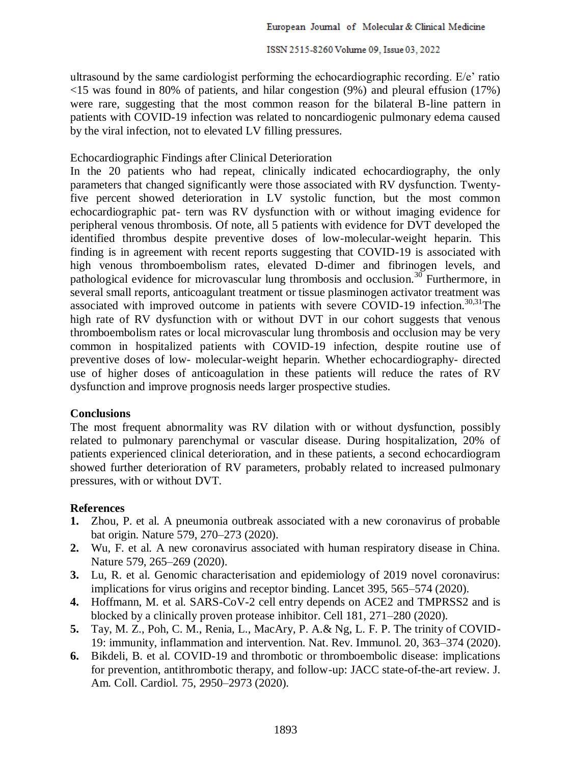ultrasound by the same cardiologist performing the echocardiographic recording. E/e' ratio <15 was found in 80% of patients, and hilar congestion (9%) and pleural effusion (17%) were rare, suggesting that the most common reason for the bilateral B-line pattern in patients with COVID-19 infection was related to noncardiogenic pulmonary edema caused by the viral infection, not to elevated LV filling pressures.

Echocardiographic Findings after Clinical Deterioration

In the 20 patients who had repeat, clinically indicated echocardiography, the only parameters that changed significantly were those associated with RV dysfunction. Twenty-five percent showed deterioration in LV systolic function, but the most common echocardiographic pat- tern was RV dysfunction with or without imaging evidence for peripheral venous thrombosis. Of note, all 5 patients with evidence for DVT developed the identified thrombus despite preventive doses of low-molecular-weight heparin. This finding is in agreement with recent reports suggesting that COVID-19 is associated with high venous thromboembolism rates, elevated D-dimer and fibrinogen levels, and pathological evidence for microvascular lung thrombosis and occlusion.[30] Furthermore, in several small reports, anticoagulant treatment or tissue plasminogen activator treatment was associated with improved outcome in patients with severe COVID-19 infection.[30,31]The high rate of RV dysfunction with or without DVT in our cohort suggests that venous thromboembolism rates or local microvascular lung thrombosis and occlusion may be very common in hospitalized patients with COVID-19 infection, despite routine use of preventive doses of low- molecular-weight heparin. Whether echocardiography- directed use of higher doses of anticoagulation in these patients will reduce the rates of RV dysfunction and improve prognosis needs larger prospective studies.

## Conclusions

The most frequent abnormality was RV dilation with or without dysfunction, possibly related to pulmonary parenchymal or vascular disease. During hospitalization, 20% of patients experienced clinical deterioration, and in these patients, a second echocardiogram showed further deterioration of RV parameters, probably related to increased pulmonary pressures, with or without DVT.

## References

1. Zhou, P. et al. A pneumonia outbreak associated with a new coronavirus of probable bat origin. Nature 579, 270–273 (2020).
2. Wu, F. et al. A new coronavirus associated with human respiratory disease in China. Nature 579, 265–269 (2020).
3. Lu, R. et al. Genomic characterisation and epidemiology of 2019 novel coronavirus: implications for virus origins and receptor binding. Lancet 395, 565–574 (2020).
4. Hoffmann, M. et al. SARS-CoV-2 cell entry depends on ACE2 and TMPRSS2 and is blocked by a clinically proven protease inhibitor. Cell 181, 271–280 (2020).
5. Tay, M. Z., Poh, C. M., Renia, L., MacAry, P. A.& Ng, L. F. P. The trinity of COVID-19: immunity, inflammation and intervention. Nat. Rev. Immunol. 20, 363–374 (2020).
6. Bikdeli, B. et al. COVID-19 and thrombotic or thromboembolic disease: implications for prevention, antithrombotic therapy, and follow-up: JACC state-of-the-art review. J. Am. Coll. Cardiol. 75, 2950–2973 (2020).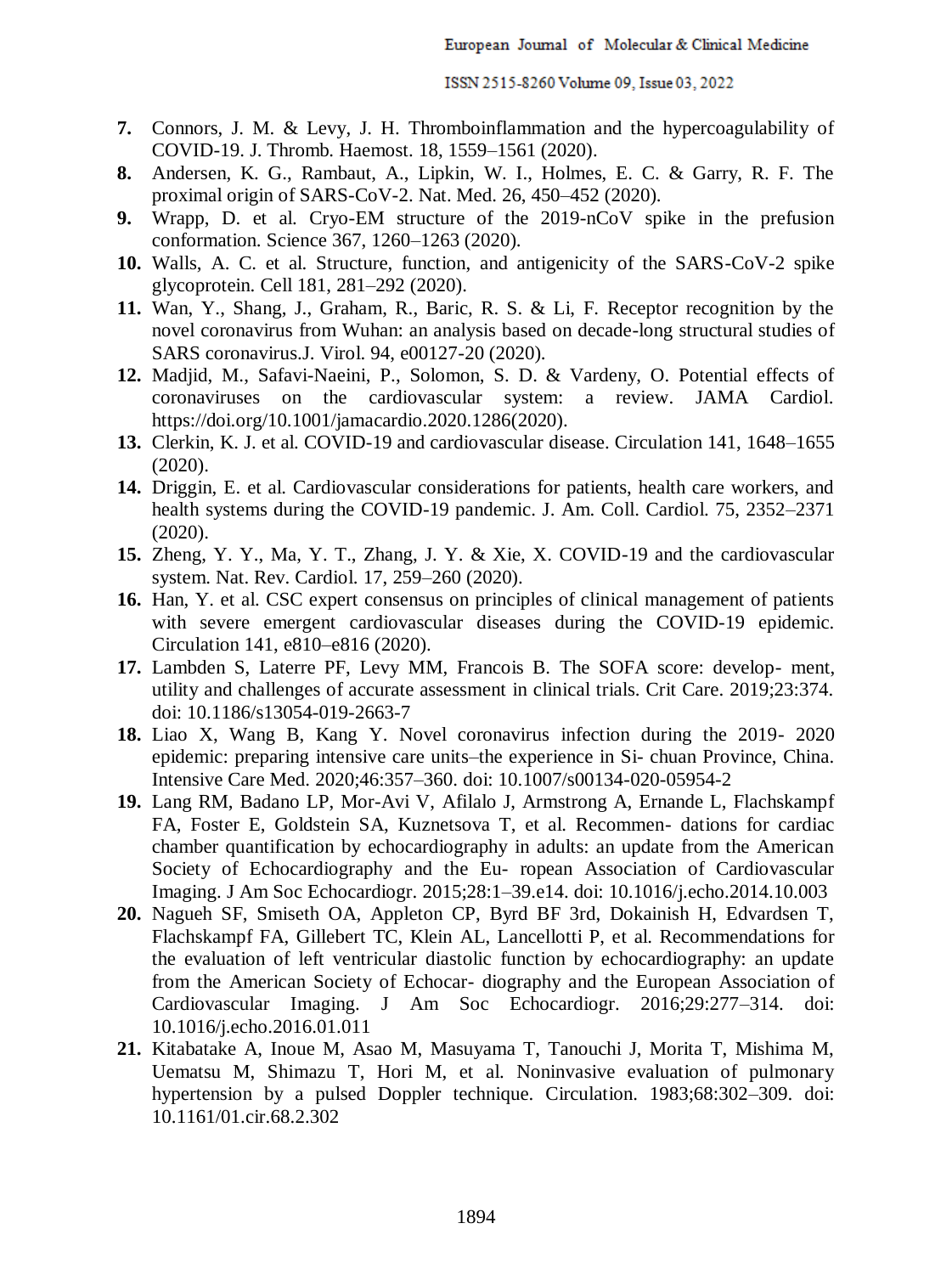7. Connors, J. M. & Levy, J. H. Thromboinflammation and the hypercoagulability of COVID-19. J. Thromb. Haemost. 18, 1559–1561 (2020).
8. Andersen, K. G., Rambaut, A., Lipkin, W. I., Holmes, E. C. & Garry, R. F. The proximal origin of SARS-CoV-2. Nat. Med. 26, 450–452 (2020).
9. Wrapp, D. et al. Cryo-EM structure of the 2019-nCoV spike in the prefusion conformation. Science 367, 1260–1263 (2020).
10. Walls, A. C. et al. Structure, function, and antigenicity of the SARS-CoV-2 spike glycoprotein. Cell 181, 281–292 (2020).
11. Wan, Y., Shang, J., Graham, R., Baric, R. S. & Li, F. Receptor recognition by the novel coronavirus from Wuhan: an analysis based on decade-long structural studies of SARS coronavirus.J. Virol. 94, e00127-20 (2020).
12. Madjid, M., Safavi-Naeini, P., Solomon, S. D. & Vardeny, O. Potential effects of coronaviruses on the cardiovascular system: a review. JAMA Cardiol. https://doi.org/10.1001/jamacardio.2020.1286(2020).
13. Clerkin, K. J. et al. COVID-19 and cardiovascular disease. Circulation 141, 1648–1655 (2020).
14. Driggin, E. et al. Cardiovascular considerations for patients, health care workers, and health systems during the COVID-19 pandemic. J. Am. Coll. Cardiol. 75, 2352–2371 (2020).
15. Zheng, Y. Y., Ma, Y. T., Zhang, J. Y. & Xie, X. COVID-19 and the cardiovascular system. Nat. Rev. Cardiol. 17, 259–260 (2020).
16. Han, Y. et al. CSC expert consensus on principles of clinical management of patients with severe emergent cardiovascular diseases during the COVID-19 epidemic. Circulation 141, e810–e816 (2020).
17. Lambden S, Laterre PF, Levy MM, Francois B. The SOFA score: develop- ment, utility and challenges of accurate assessment in clinical trials. Crit Care. 2019;23:374. doi: 10.1186/s13054-019-2663-7
18. Liao X, Wang B, Kang Y. Novel coronavirus infection during the 2019- 2020 epidemic: preparing intensive care units–the experience in Si- chuan Province, China. Intensive Care Med. 2020;46:357–360. doi: 10.1007/s00134-020-05954-2
19. Lang RM, Badano LP, Mor-Avi V, Afilalo J, Armstrong A, Ernande L, Flachskampf FA, Foster E, Goldstein SA, Kuznetsova T, et al. Recommen- dations for cardiac chamber quantification by echocardiography in adults: an update from the American Society of Echocardiography and the Eu- ropean Association of Cardiovascular Imaging. J Am Soc Echocardiogr. 2015;28:1–39.e14. doi: 10.1016/j.echo.2014.10.003
20. Nagueh SF, Smiseth OA, Appleton CP, Byrd BF 3rd, Dokainish H, Edvardsen T, Flachskampf FA, Gillebert TC, Klein AL, Lancellotti P, et al. Recommendations for the evaluation of left ventricular diastolic function by echocardiography: an update from the American Society of Echocar- diography and the European Association of Cardiovascular Imaging. J Am Soc Echocardiogr. 2016;29:277–314. doi: 10.1016/j.echo.2016.01.011
21. Kitabatake A, Inoue M, Asao M, Masuyama T, Tanouchi J, Morita T, Mishima M, Uematsu M, Shimazu T, Hori M, et al. Noninvasive evaluation of pulmonary hypertension by a pulsed Doppler technique. Circulation. 1983;68:302–309. doi: 10.1161/01.cir.68.2.302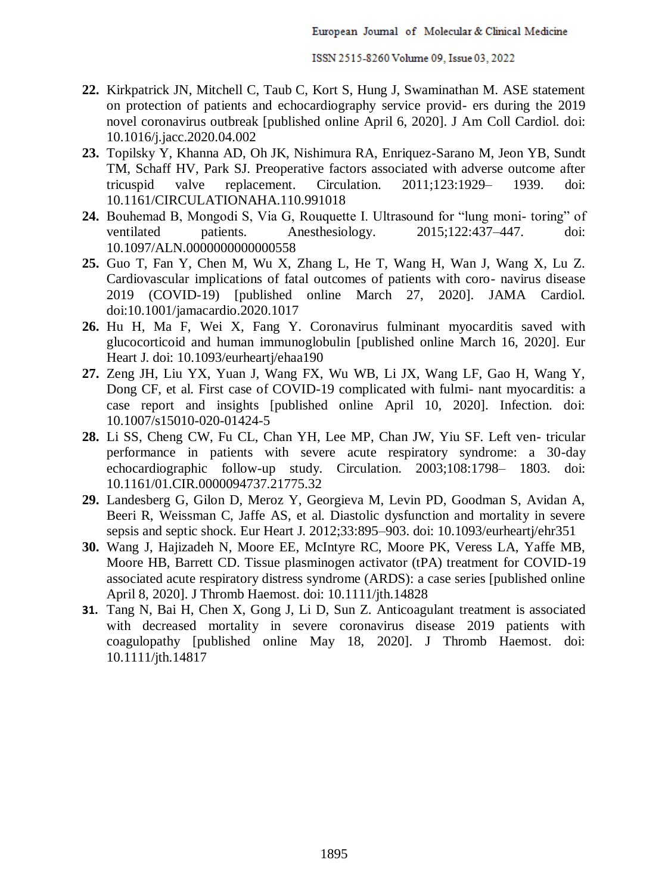22. Kirkpatrick JN, Mitchell C, Taub C, Kort S, Hung J, Swaminathan M. ASE statement on protection of patients and echocardiography service provid- ers during the 2019 novel coronavirus outbreak [published online April 6, 2020]. J Am Coll Cardiol. doi: 10.1016/j.jacc.2020.04.002
23. Topilsky Y, Khanna AD, Oh JK, Nishimura RA, Enriquez-Sarano M, Jeon YB, Sundt TM, Schaff HV, Park SJ. Preoperative factors associated with adverse outcome after tricuspid valve replacement. Circulation. 2011;123:1929– 1939. doi: 10.1161/CIRCULATIONAHA.110.991018
24. Bouhemad B, Mongodi S, Via G, Rouquette I. Ultrasound for "lung moni- toring" of ventilated patients. Anesthesiology. 2015;122:437–447. doi: 10.1097/ALN.0000000000000558
25. Guo T, Fan Y, Chen M, Wu X, Zhang L, He T, Wang H, Wan J, Wang X, Lu Z. Cardiovascular implications of fatal outcomes of patients with coro- navirus disease 2019 (COVID-19) [published online March 27, 2020]. JAMA Cardiol. doi:10.1001/jamacardio.2020.1017
26. Hu H, Ma F, Wei X, Fang Y. Coronavirus fulminant myocarditis saved with glucocorticoid and human immunoglobulin [published online March 16, 2020]. Eur Heart J. doi: 10.1093/eurheartj/ehaa190
27. Zeng JH, Liu YX, Yuan J, Wang FX, Wu WB, Li JX, Wang LF, Gao H, Wang Y, Dong CF, et al. First case of COVID-19 complicated with fulmi- nant myocarditis: a case report and insights [published online April 10, 2020]. Infection. doi: 10.1007/s15010-020-01424-5
28. Li SS, Cheng CW, Fu CL, Chan YH, Lee MP, Chan JW, Yiu SF. Left ven- tricular performance in patients with severe acute respiratory syndrome: a 30-day echocardiographic follow-up study. Circulation. 2003;108:1798– 1803. doi: 10.1161/01.CIR.0000094737.21775.32
29. Landesberg G, Gilon D, Meroz Y, Georgieva M, Levin PD, Goodman S, Avidan A, Beeri R, Weissman C, Jaffe AS, et al. Diastolic dysfunction and mortality in severe sepsis and septic shock. Eur Heart J. 2012;33:895–903. doi: 10.1093/eurheartj/ehr351
30. Wang J, Hajizadeh N, Moore EE, McIntyre RC, Moore PK, Veress LA, Yaffe MB, Moore HB, Barrett CD. Tissue plasminogen activator (tPA) treatment for COVID-19 associated acute respiratory distress syndrome (ARDS): a case series [published online April 8, 2020]. J Thromb Haemost. doi: 10.1111/jth.14828
31. Tang N, Bai H, Chen X, Gong J, Li D, Sun Z. Anticoagulant treatment is associated with decreased mortality in severe coronavirus disease 2019 patients with coagulopathy [published online May 18, 2020]. J Thromb Haemost. doi: 10.1111/jth.14817